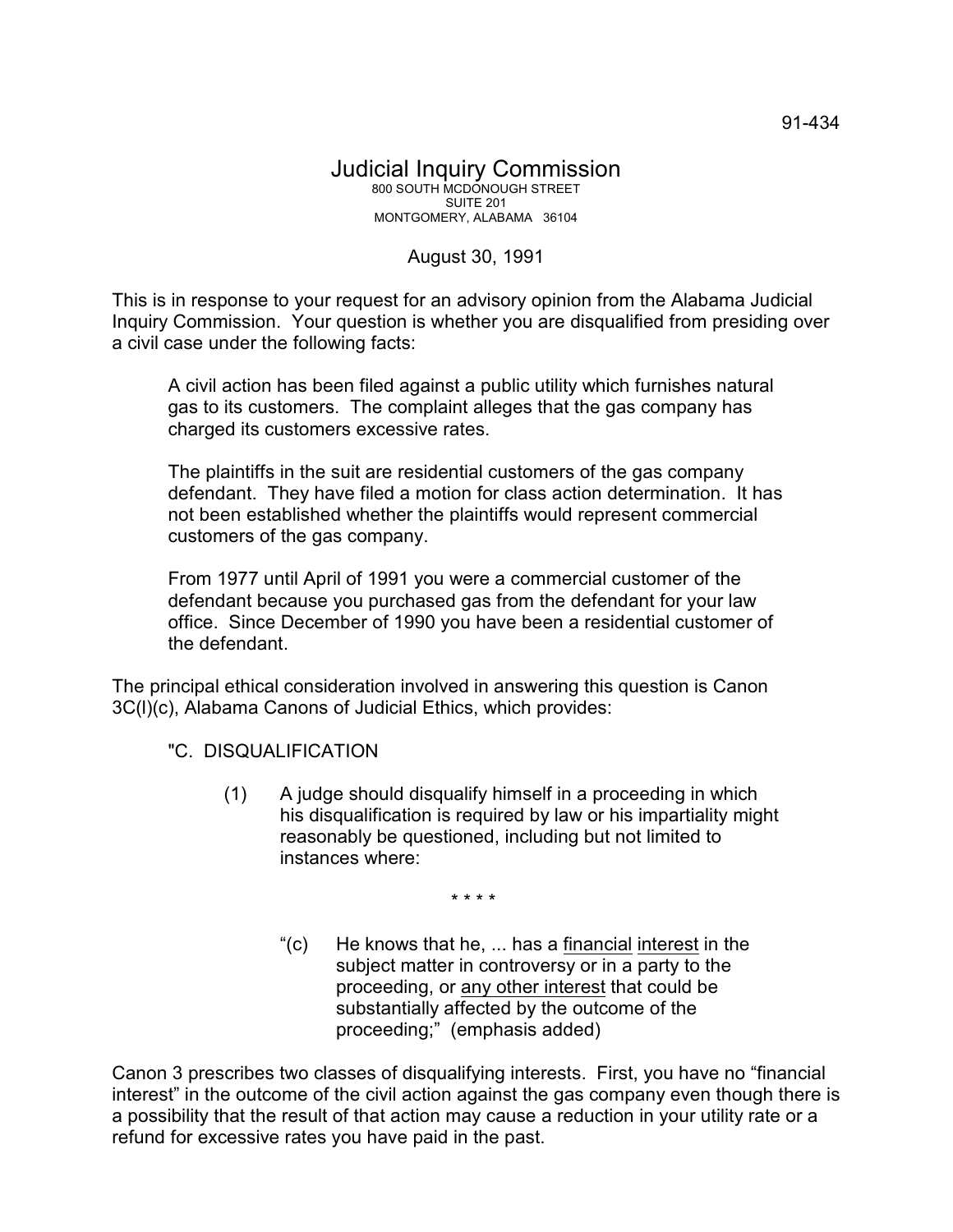91-434

# Judicial Inquiry Commission

800 SOUTH MCDONOUGH STREET
SUITE 201
MONTGOMERY, ALABAMA 36104

August 30, 1991

This is in response to your request for an advisory opinion from the Alabama Judicial Inquiry Commission. Your question is whether you are disqualified from presiding over a civil case under the following facts:

> A civil action has been filed against a public utility which furnishes natural gas to its customers. The complaint alleges that the gas company has charged its customers excessive rates.
>
> The plaintiffs in the suit are residential customers of the gas company defendant. They have filed a motion for class action determination. It has not been established whether the plaintiffs would represent commercial customers of the gas company.
>
> From 1977 until April of 1991 you were a commercial customer of the defendant because you purchased gas from the defendant for your law office. Since December of 1990 you have been a residential customer of the defendant.

The principal ethical consideration involved in answering this question is Canon 3C(l)(c), Alabama Canons of Judicial Ethics, which provides:

> "C. DISQUALIFICATION
>
> (1) A judge should disqualify himself in a proceeding in which his disqualification is required by law or his impartiality might reasonably be questioned, including but not limited to instances where:
>
> \* \* \* \*
>
> "(c) He knows that he, ... has a <u>financial</u> <u>interest</u> in the subject matter in controversy or in a party to the proceeding, or <u>any other interest</u> that could be substantially affected by the outcome of the proceeding;" (emphasis added)

Canon 3 prescribes two classes of disqualifying interests. First, you have no "financial interest" in the outcome of the civil action against the gas company even though there is a possibility that the result of that action may cause a reduction in your utility rate or a refund for excessive rates you have paid in the past.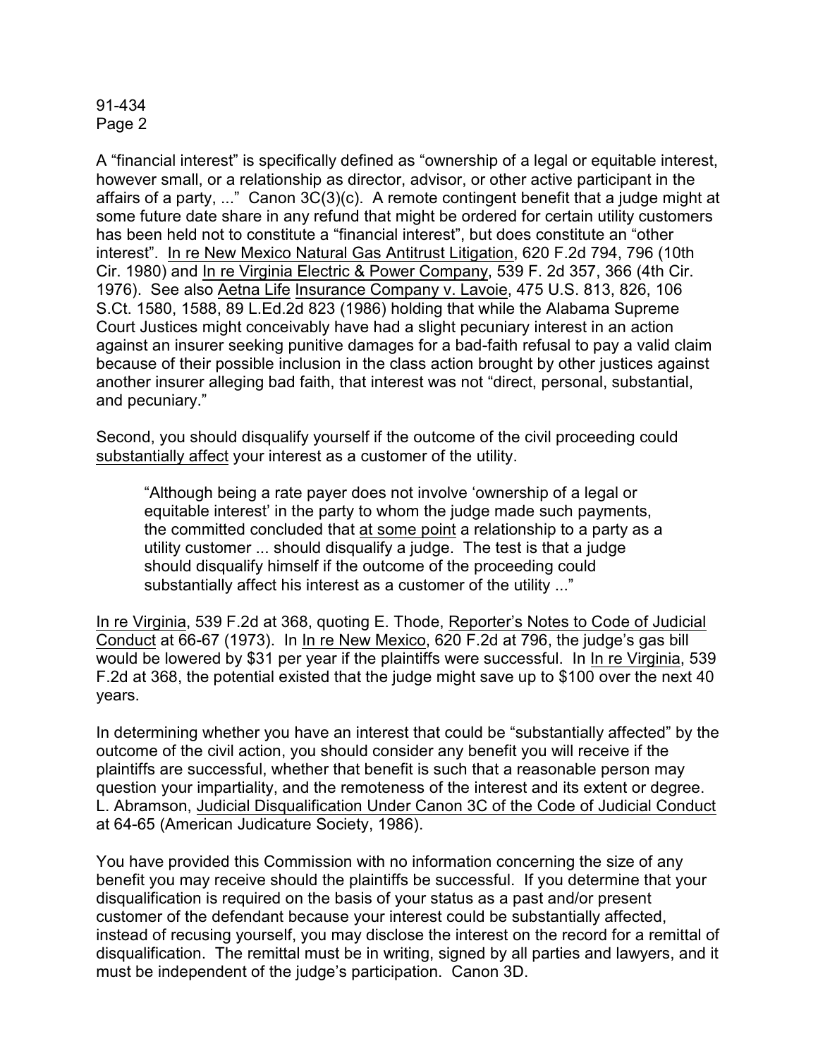A "financial interest" is specifically defined as "ownership of a legal or equitable interest, however small, or a relationship as director, advisor, or other active participant in the affairs of a party, ..." Canon 3C(3)(c). A remote contingent benefit that a judge might at some future date share in any refund that might be ordered for certain utility customers has been held not to constitute a "financial interest", but does constitute an "other interest". In re New Mexico Natural Gas Antitrust Litigation, 620 F.2d 794, 796 (10th Cir. 1980) and In re Virginia Electric & Power Company, 539 F. 2d 357, 366 (4th Cir. 1976). See also Aetna Life Insurance Company v. Lavoie, 475 U.S. 813, 826, 106 S.Ct. 1580, 1588, 89 L.Ed.2d 823 (1986) holding that while the Alabama Supreme Court Justices might conceivably have had a slight pecuniary interest in an action against an insurer seeking punitive damages for a bad-faith refusal to pay a valid claim because of their possible inclusion in the class action brought by other justices against another insurer alleging bad faith, that interest was not "direct, personal, substantial, and pecuniary."

Second, you should disqualify yourself if the outcome of the civil proceeding could substantially affect your interest as a customer of the utility.

> "Although being a rate payer does not involve 'ownership of a legal or equitable interest' in the party to whom the judge made such payments, the committed concluded that at some point a relationship to a party as a utility customer ... should disqualify a judge. The test is that a judge should disqualify himself if the outcome of the proceeding could substantially affect his interest as a customer of the utility ..."

In re Virginia, 539 F.2d at 368, quoting E. Thode, Reporter's Notes to Code of Judicial Conduct at 66-67 (1973). In In re New Mexico, 620 F.2d at 796, the judge's gas bill would be lowered by $31 per year if the plaintiffs were successful. In In re Virginia, 539 F.2d at 368, the potential existed that the judge might save up to $100 over the next 40 years.

In determining whether you have an interest that could be "substantially affected" by the outcome of the civil action, you should consider any benefit you will receive if the plaintiffs are successful, whether that benefit is such that a reasonable person may question your impartiality, and the remoteness of the interest and its extent or degree. L. Abramson, Judicial Disqualification Under Canon 3C of the Code of Judicial Conduct at 64-65 (American Judicature Society, 1986).

You have provided this Commission with no information concerning the size of any benefit you may receive should the plaintiffs be successful. If you determine that your disqualification is required on the basis of your status as a past and/or present customer of the defendant because your interest could be substantially affected, instead of recusing yourself, you may disclose the interest on the record for a remittal of disqualification. The remittal must be in writing, signed by all parties and lawyers, and it must be independent of the judge's participation. Canon 3D.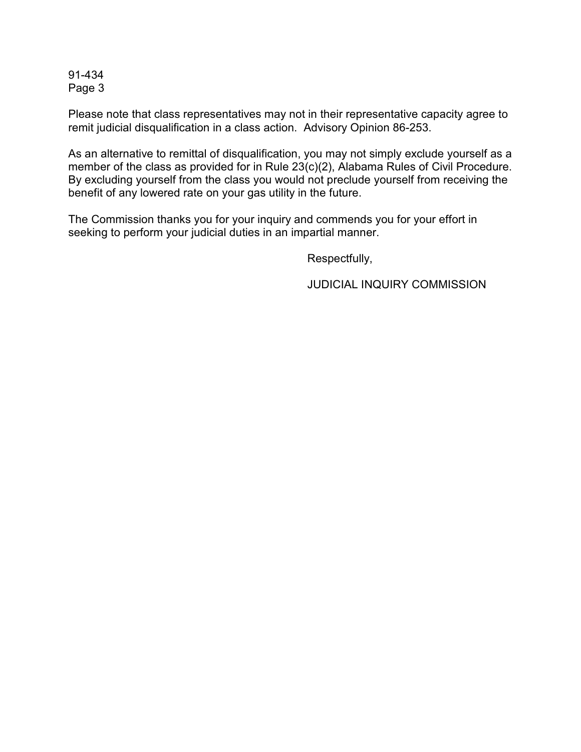Please note that class representatives may not in their representative capacity agree to remit judicial disqualification in a class action. Advisory Opinion 86-253.

As an alternative to remittal of disqualification, you may not simply exclude yourself as a member of the class as provided for in Rule 23(c)(2), Alabama Rules of Civil Procedure. By excluding yourself from the class you would not preclude yourself from receiving the benefit of any lowered rate on your gas utility in the future.

The Commission thanks you for your inquiry and commends you for your effort in seeking to perform your judicial duties in an impartial manner.

Respectfully,

JUDICIAL INQUIRY COMMISSION